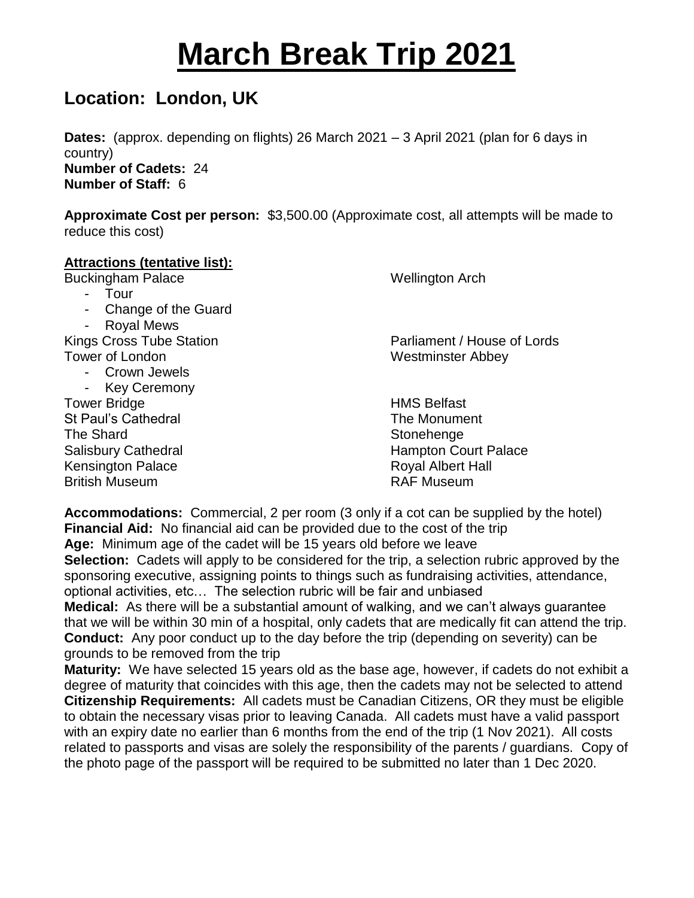# March Break Trip 2021

## Location: London, UK

**Dates:** (approx. depending on flights) 26 March 2021 – 3 April 2021 (plan for 6 days in country)
**Number of Cadets:** 24
**Number of Staff:** 6

**Approximate Cost per person:** $3,500.00 (Approximate cost, all attempts will be made to reduce this cost)

**Attractions (tentative list):**

Buckingham Palace
- Tour
- Change of the Guard
- Royal Mews

Kings Cross Tube Station

Tower of London
- Crown Jewels
- Key Ceremony

Tower Bridge

St Paul's Cathedral

The Shard

Salisbury Cathedral

Kensington Palace

British Museum

Wellington Arch

Parliament / House of Lords

Westminster Abbey

HMS Belfast

The Monument

Stonehenge

Hampton Court Palace

Royal Albert Hall

RAF Museum

**Accommodations:** Commercial, 2 per room (3 only if a cot can be supplied by the hotel)
**Financial Aid:** No financial aid can be provided due to the cost of the trip
**Age:** Minimum age of the cadet will be 15 years old before we leave
**Selection:** Cadets will apply to be considered for the trip, a selection rubric approved by the sponsoring executive, assigning points to things such as fundraising activities, attendance, optional activities, etc… The selection rubric will be fair and unbiased
**Medical:** As there will be a substantial amount of walking, and we can't always guarantee that we will be within 30 min of a hospital, only cadets that are medically fit can attend the trip.
**Conduct:** Any poor conduct up to the day before the trip (depending on severity) can be grounds to be removed from the trip
**Maturity:** We have selected 15 years old as the base age, however, if cadets do not exhibit a degree of maturity that coincides with this age, then the cadets may not be selected to attend
**Citizenship Requirements:** All cadets must be Canadian Citizens, OR they must be eligible to obtain the necessary visas prior to leaving Canada. All cadets must have a valid passport with an expiry date no earlier than 6 months from the end of the trip (1 Nov 2021). All costs related to passports and visas are solely the responsibility of the parents / guardians. Copy of the photo page of the passport will be required to be submitted no later than 1 Dec 2020.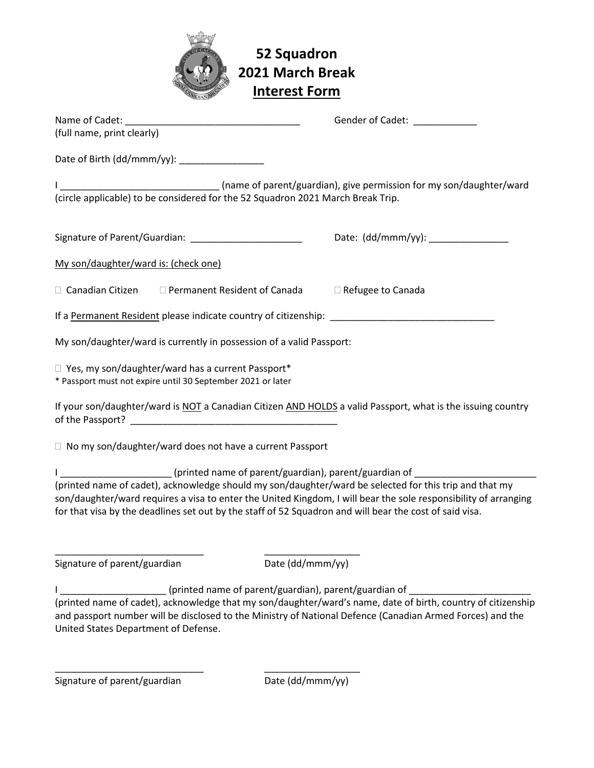# 52 Squadron
# 2021 March Break
# Interest Form

Name of Cadet: _________________________________ Gender of Cadet: ____________
(full name, print clearly)

Date of Birth (dd/mmm/yy): ________________

I ______________________________ (name of parent/guardian), give permission for my son/daughter/ward (circle applicable) to be considered for the 52 Squadron 2021 March Break Trip.

Signature of Parent/Guardian: _____________________ Date: (dd/mmm/yy): _______________

My son/daughter/ward is: (check one)

☐ Canadian Citizen ☐ Permanent Resident of Canada ☐ Refugee to Canada

If a Permanent Resident please indicate country of citizenship: _______________________________

My son/daughter/ward is currently in possession of a valid Passport:

☐ Yes, my son/daughter/ward has a current Passport*
* Passport must not expire until 30 September 2021 or later

If your son/daughter/ward is NOT a Canadian Citizen AND HOLDS a valid Passport, what is the issuing country of the Passport? _______________________________________

☐ No my son/daughter/ward does not have a current Passport

I _____________________ (printed name of parent/guardian), parent/guardian of _______________________ (printed name of cadet), acknowledge should my son/daughter/ward be selected for this trip and that my son/daughter/ward requires a visa to enter the United Kingdom, I will bear the sole responsibility of arranging for that visa by the deadlines set out by the staff of 52 Squadron and will bear the cost of said visa.

____________________________ _________________
Signature of parent/guardian Date (dd/mmm/yy)

I ____________________ (printed name of parent/guardian), parent/guardian of _______________________ (printed name of cadet), acknowledge that my son/daughter/ward's name, date of birth, country of citizenship and passport number will be disclosed to the Ministry of National Defence (Canadian Armed Forces) and the United States Department of Defense.

____________________________ _________________
Signature of parent/guardian Date (dd/mmm/yy)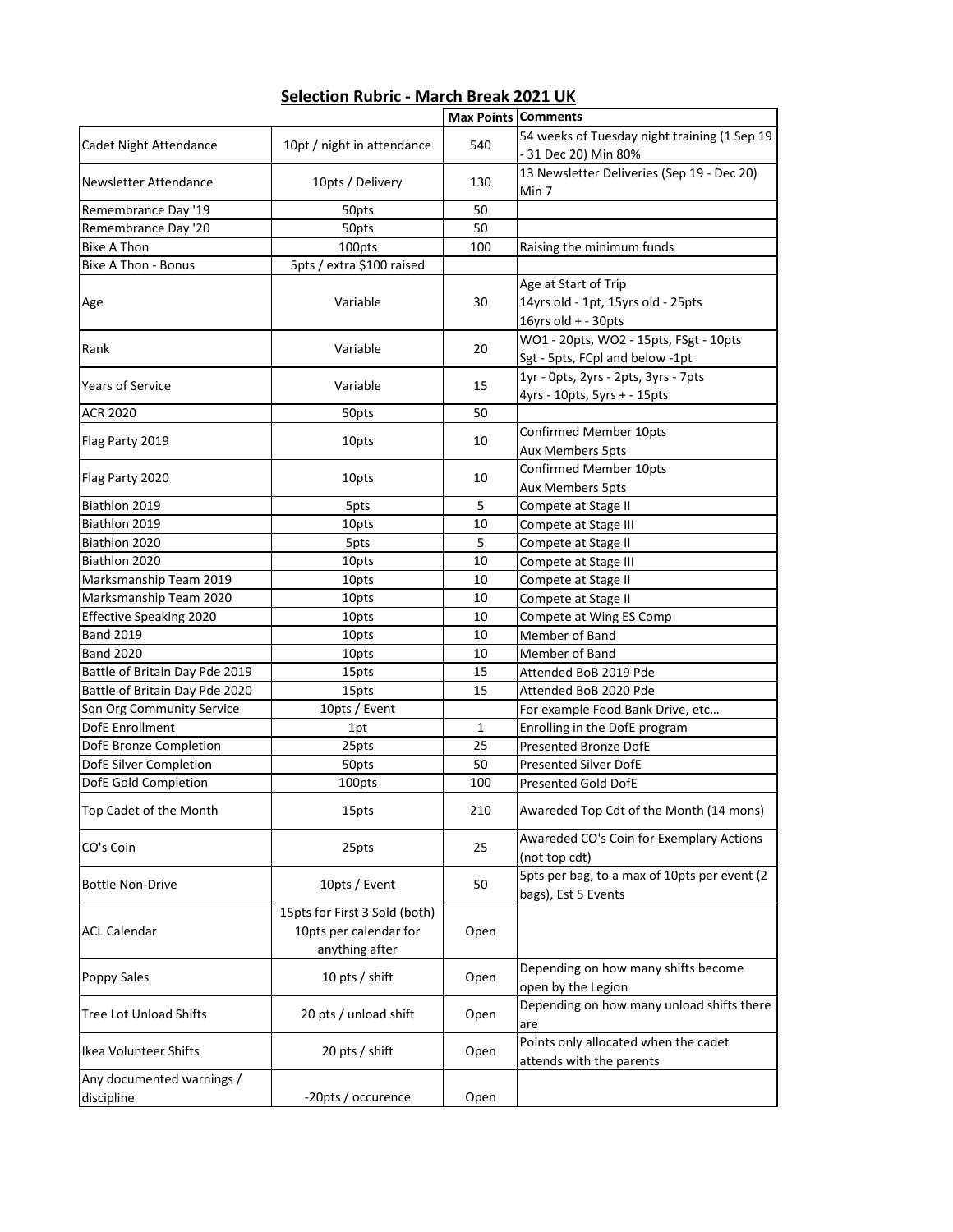## Selection Rubric - March Break 2021 UK

| | | Max Points | Comments |
|---|---|---|---|
| Cadet Night Attendance | 10pt / night in attendance | 540 | 54 weeks of Tuesday night training (1 Sep 19 - 31 Dec 20) Min 80% |
| Newsletter Attendance | 10pts / Delivery | 130 | 13 Newsletter Deliveries (Sep 19 - Dec 20) Min 7 |
| Remembrance Day '19 | 50pts | 50 | |
| Remembrance Day '20 | 50pts | 50 | |
| Bike A Thon | 100pts | 100 | Raising the minimum funds |
| Bike A Thon - Bonus | 5pts / extra $100 raised | | |
| Age | Variable | 30 | Age at Start of Trip<br>14yrs old - 1pt, 15yrs old - 25pts<br>16yrs old + - 30pts |
| Rank | Variable | 20 | WO1 - 20pts, WO2 - 15pts, FSgt - 10pts<br>Sgt - 5pts, FCpl and below -1pt |
| Years of Service | Variable | 15 | 1yr - 0pts, 2yrs - 2pts, 3yrs - 7pts<br>4yrs - 10pts, 5yrs + - 15pts |
| ACR 2020 | 50pts | 50 | |
| Flag Party 2019 | 10pts | 10 | Confirmed Member 10pts<br>Aux Members 5pts |
| Flag Party 2020 | 10pts | 10 | Confirmed Member 10pts<br>Aux Members 5pts |
| Biathlon 2019 | 5pts | 5 | Compete at Stage II |
| Biathlon 2019 | 10pts | 10 | Compete at Stage III |
| Biathlon 2020 | 5pts | 5 | Compete at Stage II |
| Biathlon 2020 | 10pts | 10 | Compete at Stage III |
| Marksmanship Team 2019 | 10pts | 10 | Compete at Stage II |
| Marksmanship Team 2020 | 10pts | 10 | Compete at Stage II |
| Effective Speaking 2020 | 10pts | 10 | Compete at Wing ES Comp |
| Band 2019 | 10pts | 10 | Member of Band |
| Band 2020 | 10pts | 10 | Member of Band |
| Battle of Britain Day Pde 2019 | 15pts | 15 | Attended BoB 2019 Pde |
| Battle of Britain Day Pde 2020 | 15pts | 15 | Attended BoB 2020 Pde |
| Sqn Org Community Service | 10pts / Event | | For example Food Bank Drive, etc… |
| DofE Enrollment | 1pt | 1 | Enrolling in the DofE program |
| DofE Bronze Completion | 25pts | 25 | Presented Bronze DofE |
| DofE Silver Completion | 50pts | 50 | Presented Silver DofE |
| DofE Gold Completion | 100pts | 100 | Presented Gold DofE |
| Top Cadet of the Month | 15pts | 210 | Awareded Top Cdt of the Month (14 mons) |
| CO's Coin | 25pts | 25 | Awareded CO's Coin for Exemplary Actions (not top cdt) |
| Bottle Non-Drive | 10pts / Event | 50 | 5pts per bag, to a max of 10pts per event (2 bags), Est 5 Events |
| ACL Calendar | 15pts for First 3 Sold (both)<br>10pts per calendar for anything after | Open | |
| Poppy Sales | 10 pts / shift | Open | Depending on how many shifts become open by the Legion |
| Tree Lot Unload Shifts | 20 pts / unload shift | Open | Depending on how many unload shifts there are |
| Ikea Volunteer Shifts | 20 pts / shift | Open | Points only allocated when the cadet attends with the parents |
| Any documented warnings / discipline | -20pts / occurence | Open | |